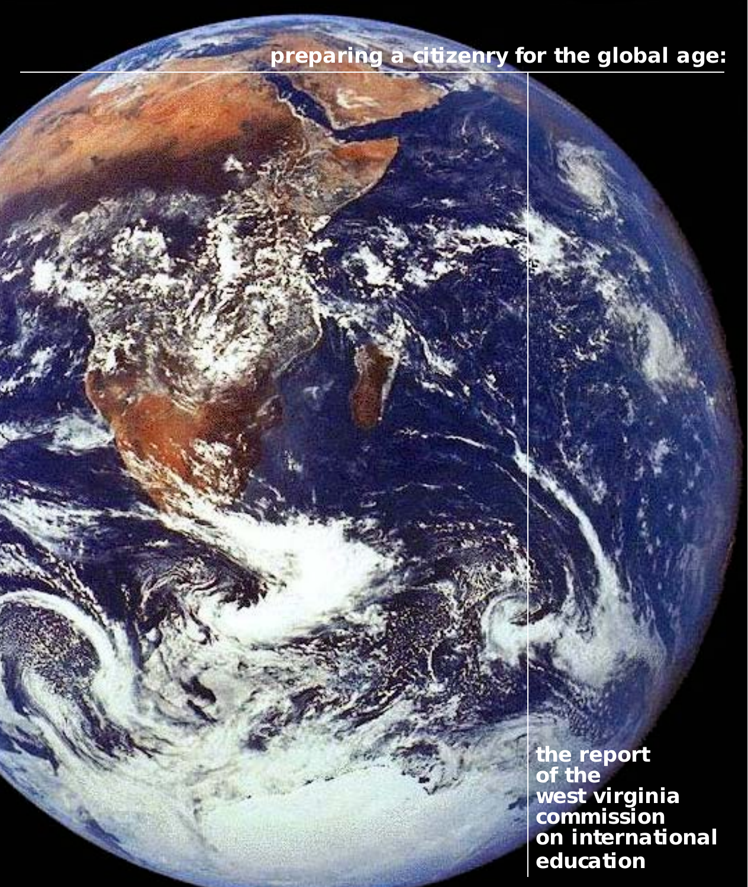# preparing a citizenry for the global age:

**the report of the west virginia commission on international education**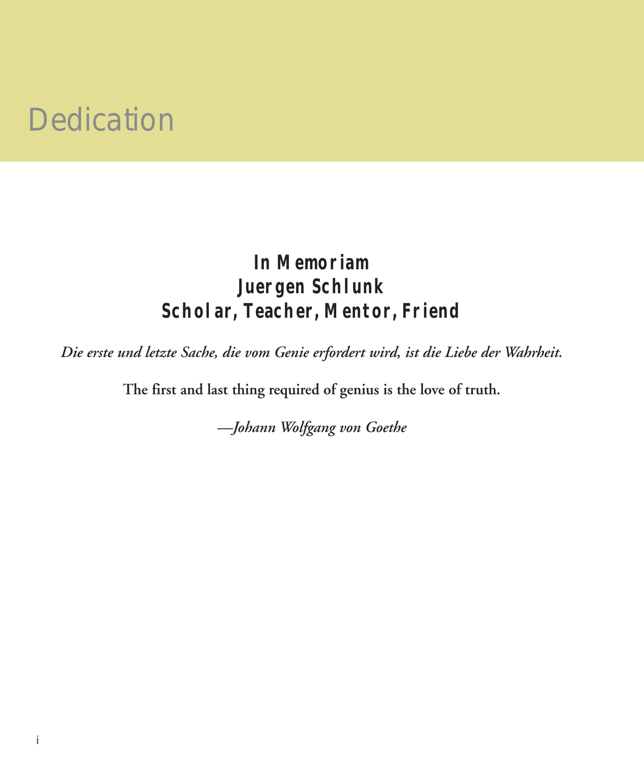# Dedication

**In Memoriam**
**Juergen Schlunk**
**Scholar, Teacher, Mentor, Friend**

*Die erste und letzte Sache, die vom Genie erfordert wird, ist die Liebe der Wahrheit.*

**The first and last thing required of genius is the love of truth.**

*—Johann Wolfgang von Goethe*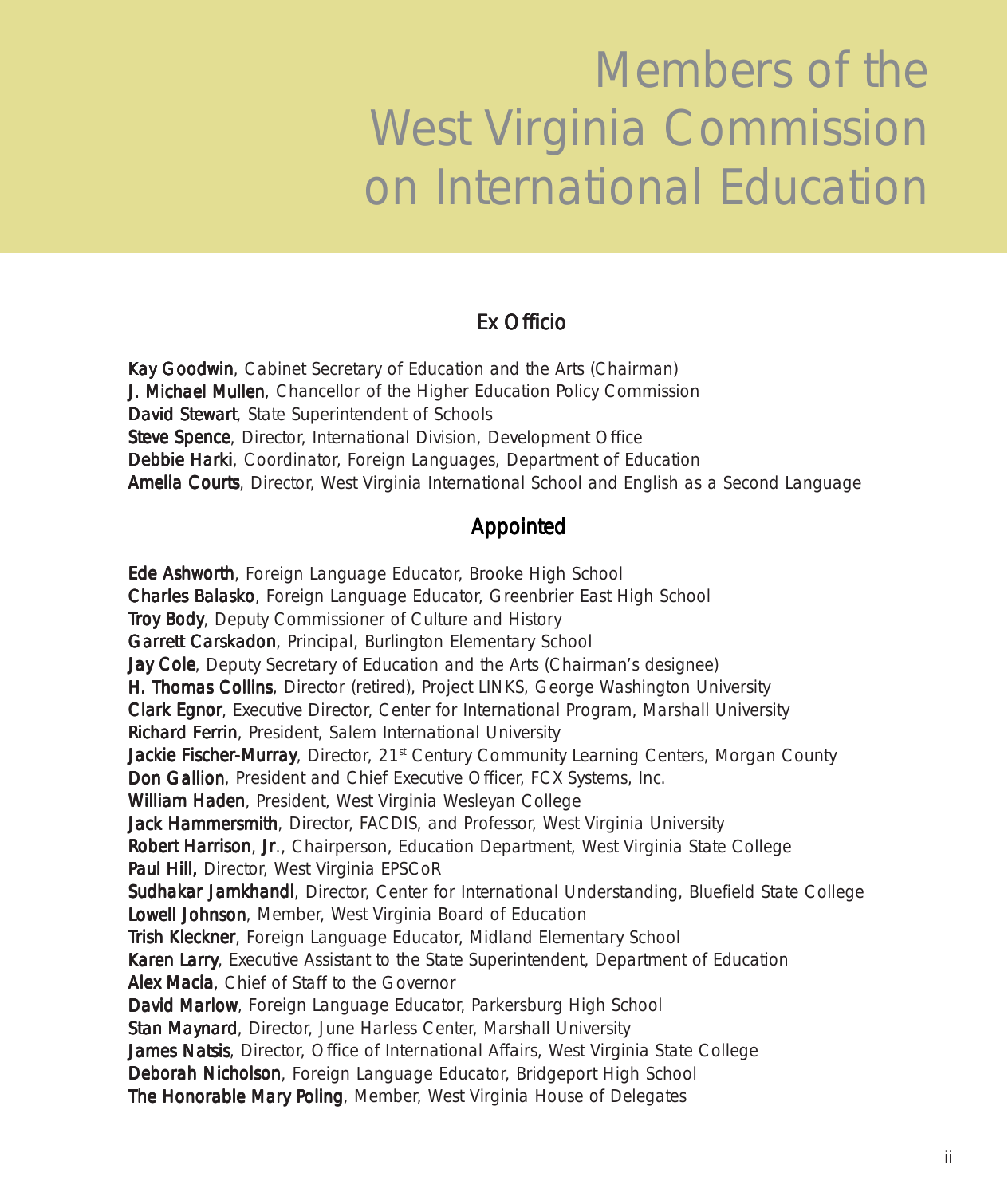# Members of the West Virginia Commission on International Education

## Ex Officio

**Kay Goodwin**, Cabinet Secretary of Education and the Arts (Chairman)
**J. Michael Mullen**, Chancellor of the Higher Education Policy Commission
**David Stewart**, State Superintendent of Schools
**Steve Spence**, Director, International Division, Development Office
**Debbie Harki**, Coordinator, Foreign Languages, Department of Education
**Amelia Courts**, Director, West Virginia International School and English as a Second Language

## Appointed

**Ede Ashworth**, Foreign Language Educator, Brooke High School
**Charles Balasko**, Foreign Language Educator, Greenbrier East High School
**Troy Body**, Deputy Commissioner of Culture and History
**Garrett Carskadon**, Principal, Burlington Elementary School
**Jay Cole**, Deputy Secretary of Education and the Arts (Chairman's designee)
**H. Thomas Collins**, Director (retired), Project LINKS, George Washington University
**Clark Egnor**, Executive Director, Center for International Program, Marshall University
**Richard Ferrin**, President, Salem International University
**Jackie Fischer-Murray**, Director, 21st Century Community Learning Centers, Morgan County
**Don Gallion**, President and Chief Executive Officer, FCX Systems, Inc.
**William Haden**, President, West Virginia Wesleyan College
**Jack Hammersmith**, Director, FACDIS, and Professor, West Virginia University
**Robert Harrison**, **Jr**., Chairperson, Education Department, West Virginia State College
**Paul Hill,** Director, West Virginia EPSCoR
**Sudhakar Jamkhandi**, Director, Center for International Understanding, Bluefield State College
**Lowell Johnson**, Member, West Virginia Board of Education
**Trish Kleckner**, Foreign Language Educator, Midland Elementary School
**Karen Larry**, Executive Assistant to the State Superintendent, Department of Education
**Alex Macia**, Chief of Staff to the Governor
**David Marlow**, Foreign Language Educator, Parkersburg High School
**Stan Maynard**, Director, June Harless Center, Marshall University
**James Natsis**, Director, Office of International Affairs, West Virginia State College
**Deborah Nicholson**, Foreign Language Educator, Bridgeport High School
**The Honorable Mary Poling**, Member, West Virginia House of Delegates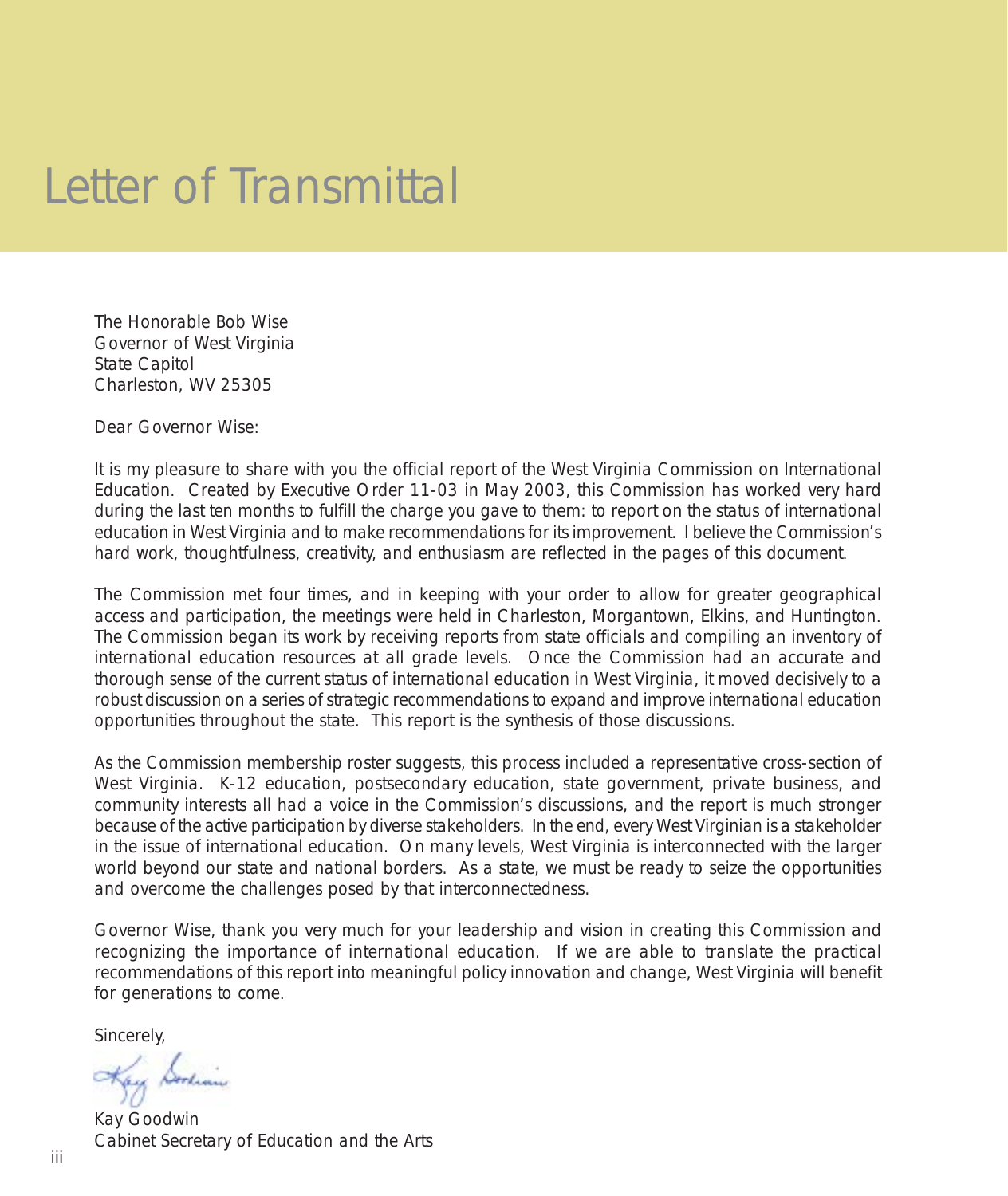# Letter of Transmittal

The Honorable Bob Wise
Governor of West Virginia
State Capitol
Charleston, WV 25305

Dear Governor Wise:

It is my pleasure to share with you the official report of the West Virginia Commission on International Education. Created by Executive Order 11-03 in May 2003, this Commission has worked very hard during the last ten months to fulfill the charge you gave to them: to report on the status of international education in West Virginia and to make recommendations for its improvement. I believe the Commission's hard work, thoughtfulness, creativity, and enthusiasm are reflected in the pages of this document.

The Commission met four times, and in keeping with your order to allow for greater geographical access and participation, the meetings were held in Charleston, Morgantown, Elkins, and Huntington. The Commission began its work by receiving reports from state officials and compiling an inventory of international education resources at all grade levels. Once the Commission had an accurate and thorough sense of the current status of international education in West Virginia, it moved decisively to a robust discussion on a series of strategic recommendations to expand and improve international education opportunities throughout the state. This report is the synthesis of those discussions.

As the Commission membership roster suggests, this process included a representative cross-section of West Virginia. K-12 education, postsecondary education, state government, private business, and community interests all had a voice in the Commission's discussions, and the report is much stronger because of the active participation by diverse stakeholders. In the end, every West Virginian is a stakeholder in the issue of international education. On many levels, West Virginia is interconnected with the larger world beyond our state and national borders. As a state, we must be ready to seize the opportunities and overcome the challenges posed by that interconnectedness.

Governor Wise, thank you very much for your leadership and vision in creating this Commission and recognizing the importance of international education. If we are able to translate the practical recommendations of this report into meaningful policy innovation and change, West Virginia will benefit for generations to come.

Sincerely,

Kay Goodwin
Cabinet Secretary of Education and the Arts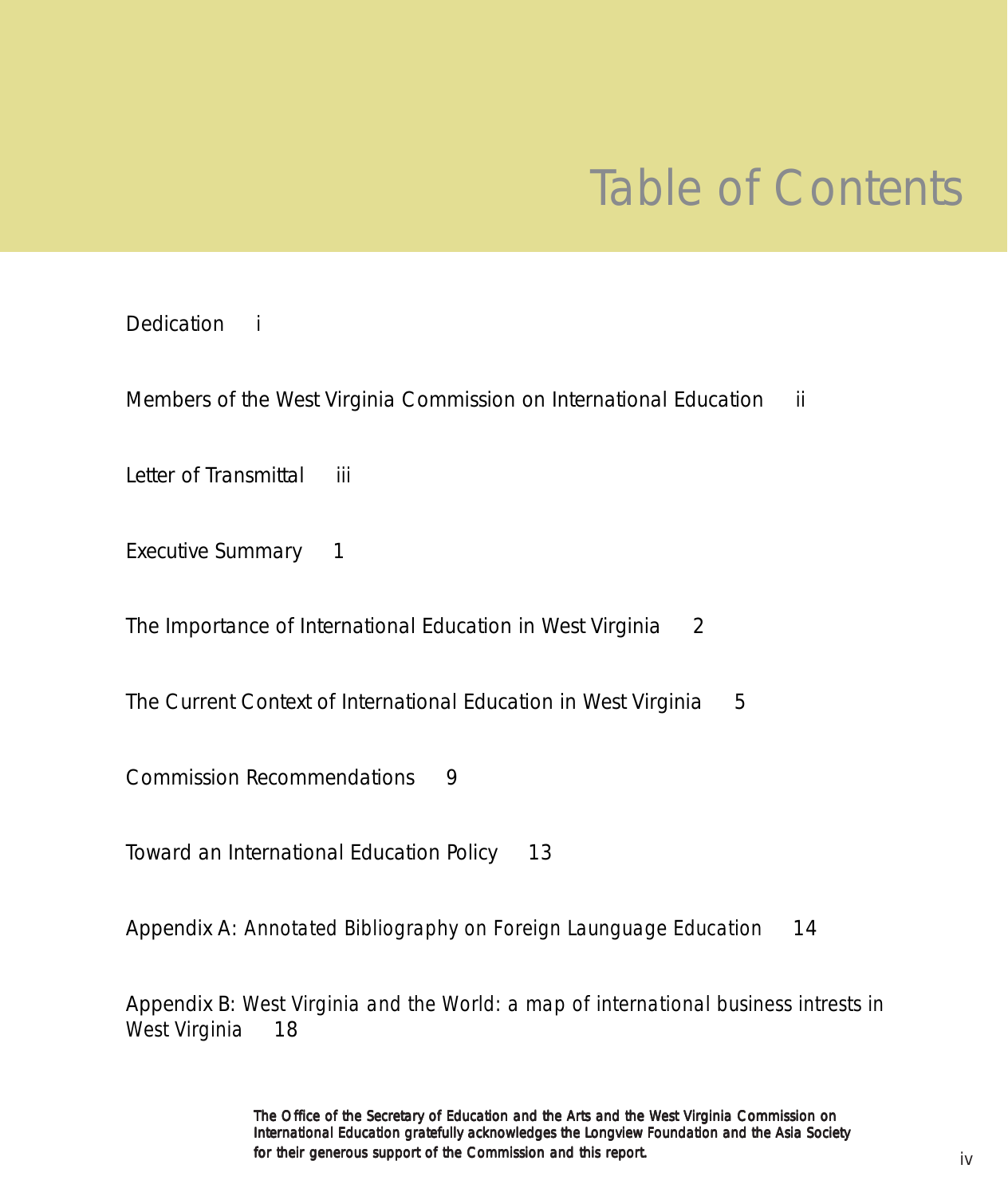# Table of Contents

Dedication i

Members of the West Virginia Commission on International Education ii

Letter of Transmittal iii

Executive Summary 1

The Importance of International Education in West Virginia 2

The Current Context of International Education in West Virginia 5

Commission Recommendations 9

Toward an International Education Policy 13

Appendix A: Annotated Bibliography on Foreign Launguage Education 14

Appendix B: West Virginia and the World: a map of international business intrests in West Virginia 18

**The Office of the Secretary of Education and the Arts and the West Virginia Commission on International Education gratefully acknowledges the Longview Foundation and the Asia Society for their generous support of the Commission and this report.**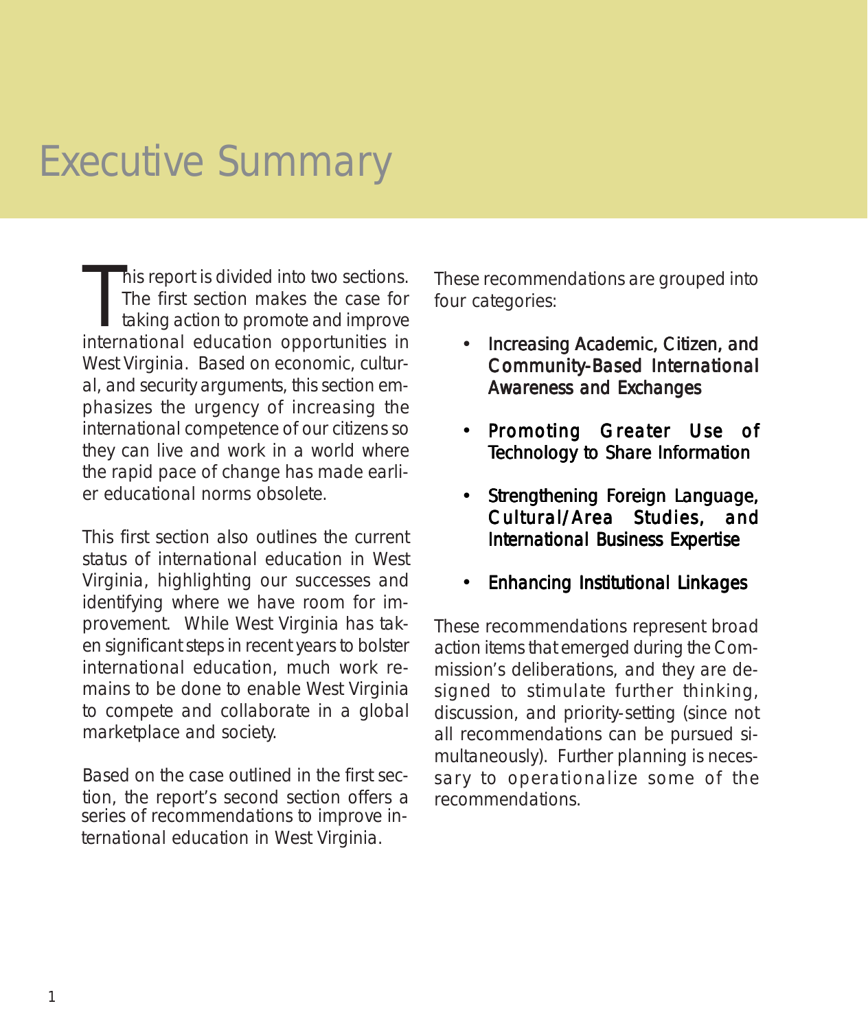# Executive Summary

This report is divided into two sections. The first section makes the case for taking action to promote and improve international education opportunities in West Virginia. Based on economic, cultural, and security arguments, this section emphasizes the urgency of increasing the international competence of our citizens so they can live and work in a world where the rapid pace of change has made earlier educational norms obsolete.

This first section also outlines the current status of international education in West Virginia, highlighting our successes and identifying where we have room for improvement. While West Virginia has taken significant steps in recent years to bolster international education, much work remains to be done to enable West Virginia to compete and collaborate in a global marketplace and society.

Based on the case outlined in the first section, the report's second section offers a series of recommendations to improve international education in West Virginia.

These recommendations are grouped into four categories:

- Increasing Academic, Citizen, and Community-Based International Awareness and Exchanges
- Promoting Greater Use of Technology to Share Information
- Strengthening Foreign Language, Cultural/Area Studies, and International Business Expertise
- Enhancing Institutional Linkages

These recommendations represent broad action items that emerged during the Commission's deliberations, and they are designed to stimulate further thinking, discussion, and priority-setting (since not all recommendations can be pursued simultaneously). Further planning is necessary to operationalize some of the recommendations.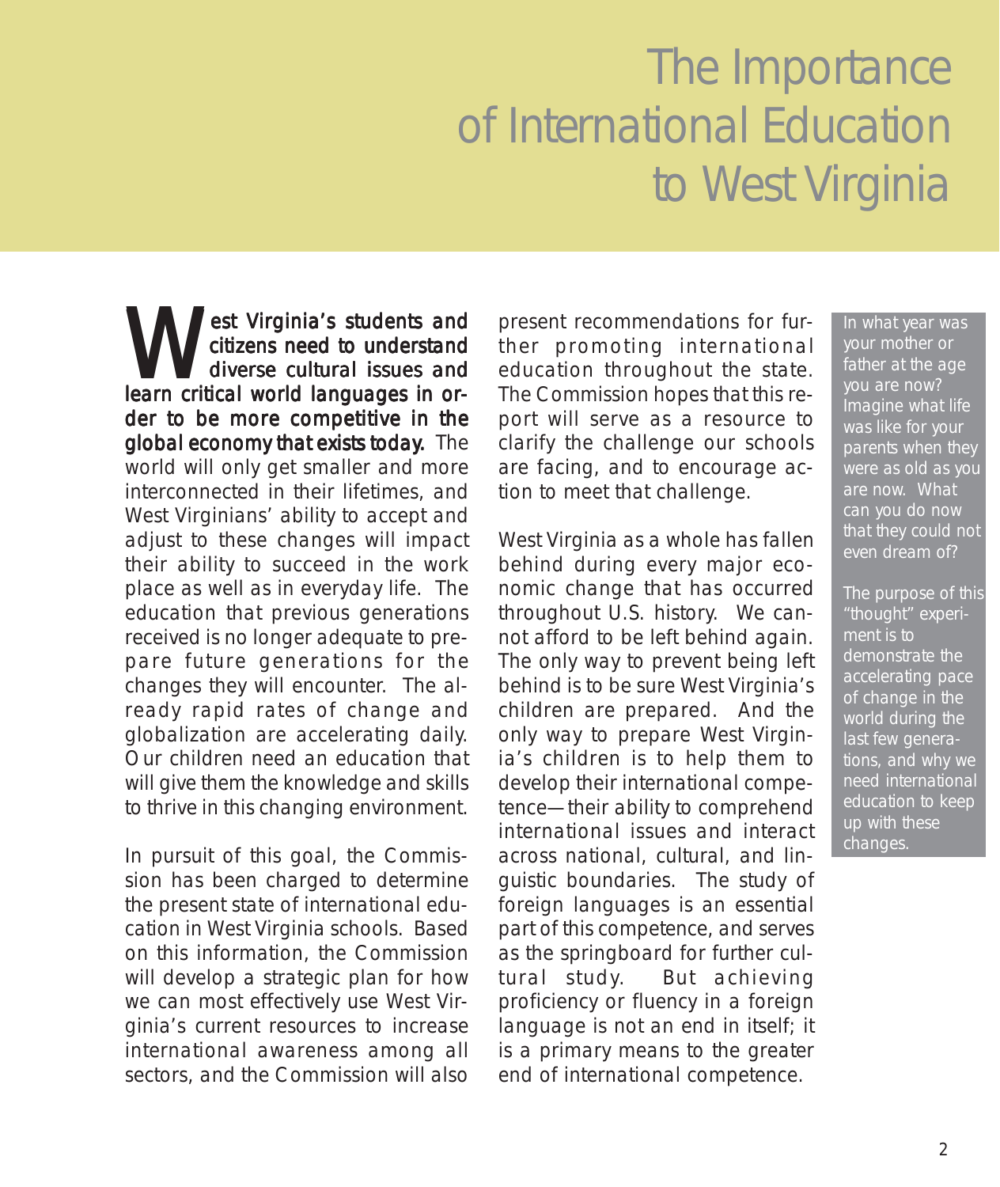# The Importance of International Education to West Virginia

**West Virginia's students and citizens need to understand diverse cultural issues and learn critical world languages in order to be more competitive in the global economy that exists today.** The world will only get smaller and more interconnected in their lifetimes, and West Virginians' ability to accept and adjust to these changes will impact their ability to succeed in the work place as well as in everyday life. The education that previous generations received is no longer adequate to prepare future generations for the changes they will encounter. The already rapid rates of change and globalization are accelerating daily. Our children need an education that will give them the knowledge and skills to thrive in this changing environment.

In pursuit of this goal, the Commission has been charged to determine the present state of international education in West Virginia schools. Based on this information, the Commission will develop a strategic plan for how we can most effectively use West Virginia's current resources to increase international awareness among all sectors, and the Commission will also present recommendations for further promoting international education throughout the state. The Commission hopes that this report will serve as a resource to clarify the challenge our schools are facing, and to encourage action to meet that challenge.

West Virginia as a whole has fallen behind during every major economic change that has occurred throughout U.S. history. We cannot afford to be left behind again. The only way to prevent being left behind is to be sure West Virginia's children are prepared. And the only way to prepare West Virginia's children is to help them to develop their international competence—their ability to comprehend international issues and interact across national, cultural, and linguistic boundaries. The study of foreign languages is an essential part of this competence, and serves as the springboard for further cultural study. But achieving proficiency or fluency in a foreign language is not an end in itself; it is a primary means to the greater end of international competence.

In what year was your mother or father at the age you are now? Imagine what life was like for your parents when they were as old as you are now. What can you do now that they could not even dream of?

The purpose of this "thought" experiment is to demonstrate the accelerating pace of change in the world during the last few generations, and why we need international education to keep up with these changes.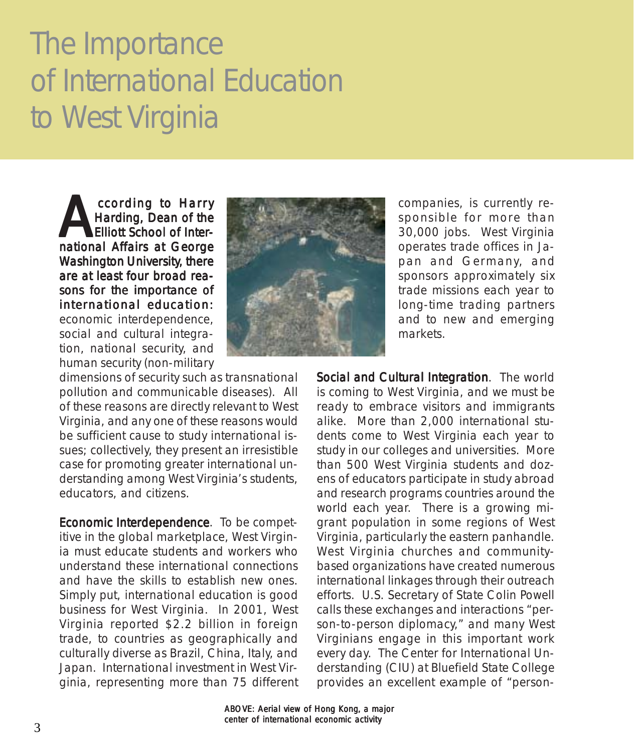# The Importance of International Education to West Virginia

**According to Harry Harding, Dean of the Elliott School of International Affairs at George Washington University, there are at least four broad reasons for the importance of international education:** economic interdependence, social and cultural integration, national security, and human security (non-military dimensions of security such as transnational pollution and communicable diseases). All of these reasons are directly relevant to West Virginia, and any one of these reasons would be sufficient cause to study international issues; collectively, they present an irresistible case for promoting greater international understanding among West Virginia's students, educators, and citizens.

**Economic Interdependence**. To be competitive in the global marketplace, West Virginia must educate students and workers who understand these international connections and have the skills to establish new ones. Simply put, international education is good business for West Virginia. In 2001, West Virginia reported $2.2 billion in foreign trade, to countries as geographically and culturally diverse as Brazil, China, Italy, and Japan. International investment in West Virginia, representing more than 75 different companies, is currently responsible for more than 30,000 jobs. West Virginia operates trade offices in Japan and Germany, and sponsors approximately six trade missions each year to long-time trading partners and to new and emerging markets.

**Social and Cultural Integration**. The world is coming to West Virginia, and we must be ready to embrace visitors and immigrants alike. More than 2,000 international students come to West Virginia each year to study in our colleges and universities. More than 500 West Virginia students and dozens of educators participate in study abroad and research programs countries around the world each year. There is a growing migrant population in some regions of West Virginia, particularly the eastern panhandle. West Virginia churches and community-based organizations have created numerous international linkages through their outreach efforts. U.S. Secretary of State Colin Powell calls these exchanges and interactions "person-to-person diplomacy," and many West Virginians engage in this important work every day. The Center for International Understanding (CIU) at Bluefield State College provides an excellent example of "person-

ABOVE: Aerial view of Hong Kong, a major center of international economic activity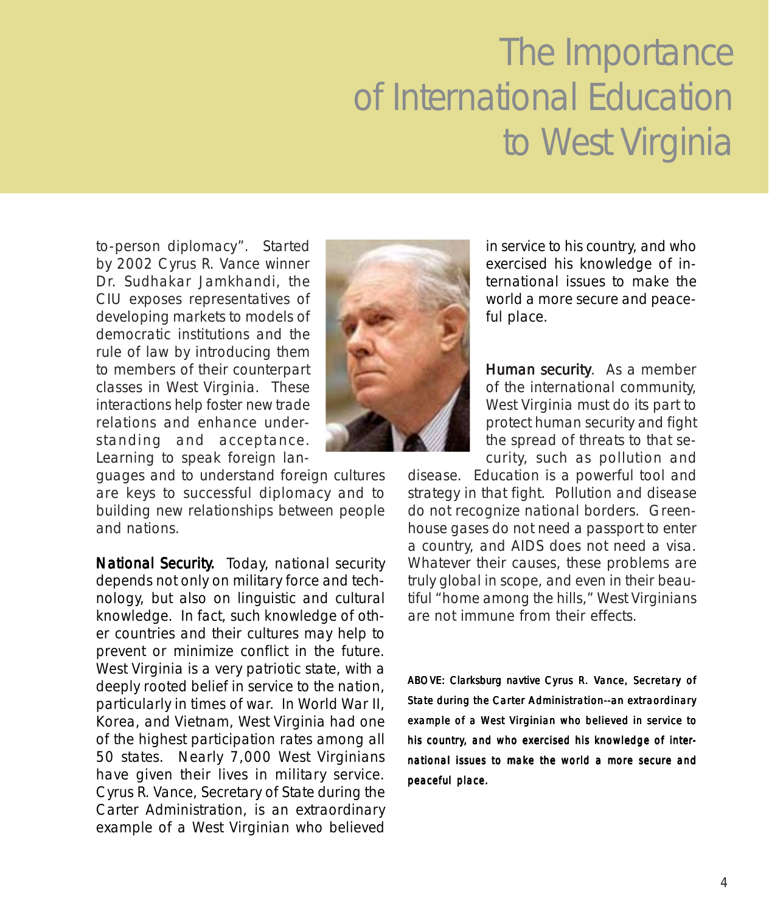# The Importance of International Education to West Virginia

to-person diplomacy". Started by 2002 Cyrus R. Vance winner Dr. Sudhakar Jamkhandi, the CIU exposes representatives of developing markets to models of democratic institutions and the rule of law by introducing them to members of their counterpart classes in West Virginia. These interactions help foster new trade relations and enhance understanding and acceptance. Learning to speak foreign languages and to understand foreign cultures are keys to successful diplomacy and to building new relationships between people and nations.

**National Security.** Today, national security depends not only on military force and technology, but also on linguistic and cultural knowledge. In fact, such knowledge of other countries and their cultures may help to prevent or minimize conflict in the future. West Virginia is a very patriotic state, with a deeply rooted belief in service to the nation, particularly in times of war. In World War II, Korea, and Vietnam, West Virginia had one of the highest participation rates among all 50 states. Nearly 7,000 West Virginians have given their lives in military service. Cyrus R. Vance, Secretary of State during the Carter Administration, is an extraordinary example of a West Virginian who believed in service to his country, and who exercised his knowledge of international issues to make the world a more secure and peaceful place.

**Human security**. As a member of the international community, West Virginia must do its part to protect human security and fight the spread of threats to that security, such as pollution and disease. Education is a powerful tool and strategy in that fight. Pollution and disease do not recognize national borders. Greenhouse gases do not need a passport to enter a country, and AIDS does not need a visa. Whatever their causes, these problems are truly global in scope, and even in their beautiful "home among the hills," West Virginians are not immune from their effects.

ABOVE: Clarksburg navtive Cyrus R. Vance, Secretary of State during the Carter Administration--an extraordinary example of a West Virginian who believed in service to his country, and who exercised his knowledge of international issues to make the world a more secure and peaceful place.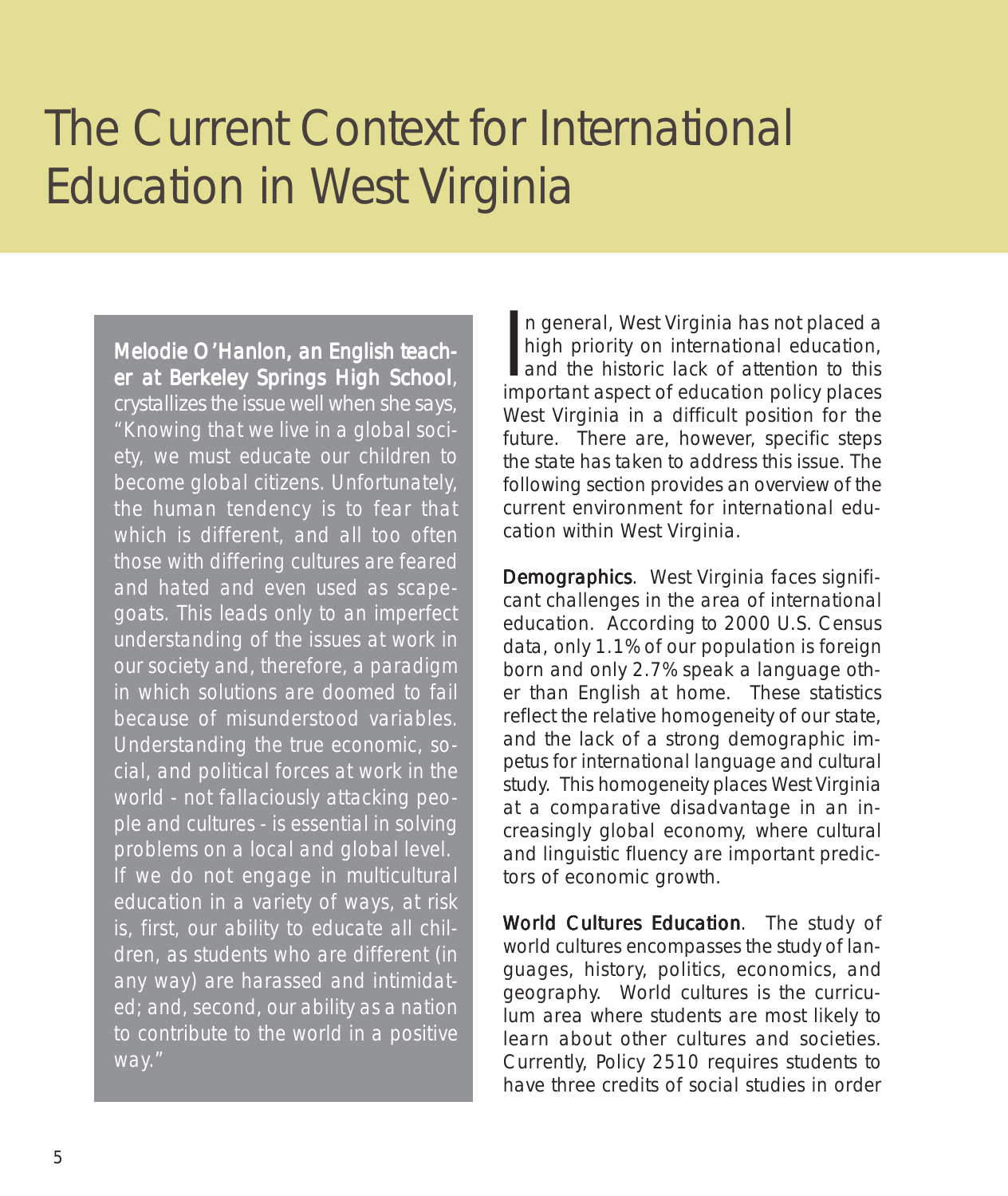# The Current Context for International Education in West Virginia

**Melodie O'Hanlon, an English teacher at Berkeley Springs High School**, crystallizes the issue well when she says, "Knowing that we live in a global society, we must educate our children to become global citizens. Unfortunately, the human tendency is to fear that which is different, and all too often those with differing cultures are feared and hated and even used as scapegoats. This leads only to an imperfect understanding of the issues at work in our society and, therefore, a paradigm in which solutions are doomed to fail because of misunderstood variables. Understanding the true economic, social, and political forces at work in the world - not fallaciously attacking people and cultures - is essential in solving problems on a local and global level. If we do not engage in multicultural education in a variety of ways, at risk is, first, our ability to educate all children, as students who are different (in any way) are harassed and intimidated; and, second, our ability as a nation to contribute to the world in a positive way."

In general, West Virginia has not placed a high priority on international education, and the historic lack of attention to this important aspect of education policy places West Virginia in a difficult position for the future. There are, however, specific steps the state has taken to address this issue. The following section provides an overview of the current environment for international education within West Virginia.

**Demographics**. West Virginia faces significant challenges in the area of international education. According to 2000 U.S. Census data, only 1.1% of our population is foreign born and only 2.7% speak a language other than English at home. These statistics reflect the relative homogeneity of our state, and the lack of a strong demographic impetus for international language and cultural study. This homogeneity places West Virginia at a comparative disadvantage in an increasingly global economy, where cultural and linguistic fluency are important predictors of economic growth.

**World Cultures Education**. The study of world cultures encompasses the study of languages, history, politics, economics, and geography. World cultures is the curriculum area where students are most likely to learn about other cultures and societies. Currently, Policy 2510 requires students to have three credits of social studies in order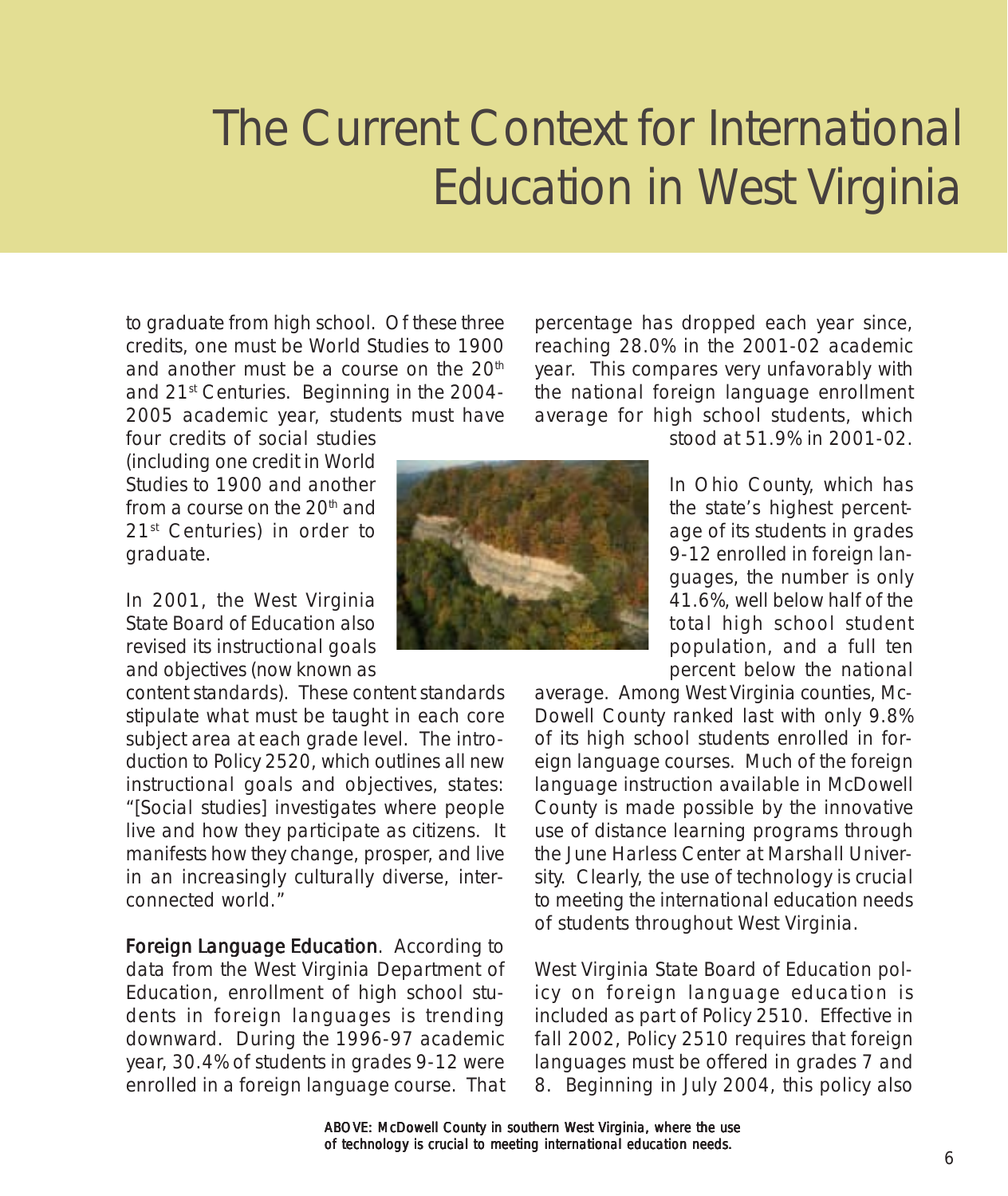# The Current Context for International Education in West Virginia

to graduate from high school. Of these three credits, one must be World Studies to 1900 and another must be a course on the 20th and 21st Centuries. Beginning in the 2004-2005 academic year, students must have four credits of social studies (including one credit in World Studies to 1900 and another from a course on the 20th and 21st Centuries) in order to graduate.

In 2001, the West Virginia State Board of Education also revised its instructional goals and objectives (now known as content standards). These content standards stipulate what must be taught in each core subject area at each grade level. The introduction to Policy 2520, which outlines all new instructional goals and objectives, states: "[Social studies] investigates where people live and how they participate as citizens. It manifests how they change, prosper, and live in an increasingly culturally diverse, interconnected world."

**Foreign Language Education**. According to data from the West Virginia Department of Education, enrollment of high school students in foreign languages is trending downward. During the 1996-97 academic year, 30.4% of students in grades 9-12 were enrolled in a foreign language course. That percentage has dropped each year since, reaching 28.0% in the 2001-02 academic year. This compares very unfavorably with the national foreign language enrollment average for high school students, which stood at 51.9% in 2001-02.

In Ohio County, which has the state's highest percentage of its students in grades 9-12 enrolled in foreign languages, the number is only 41.6%, well below half of the total high school student population, and a full ten percent below the national average. Among West Virginia counties, McDowell County ranked last with only 9.8% of its high school students enrolled in foreign language courses. Much of the foreign language instruction available in McDowell County is made possible by the innovative use of distance learning programs through the June Harless Center at Marshall University. Clearly, the use of technology is crucial to meeting the international education needs of students throughout West Virginia.

West Virginia State Board of Education policy on foreign language education is included as part of Policy 2510. Effective in fall 2002, Policy 2510 requires that foreign languages must be offered in grades 7 and 8. Beginning in July 2004, this policy also

ABOVE: McDowell County in southern West Virginia, where the use of technology is crucial to meeting international education needs.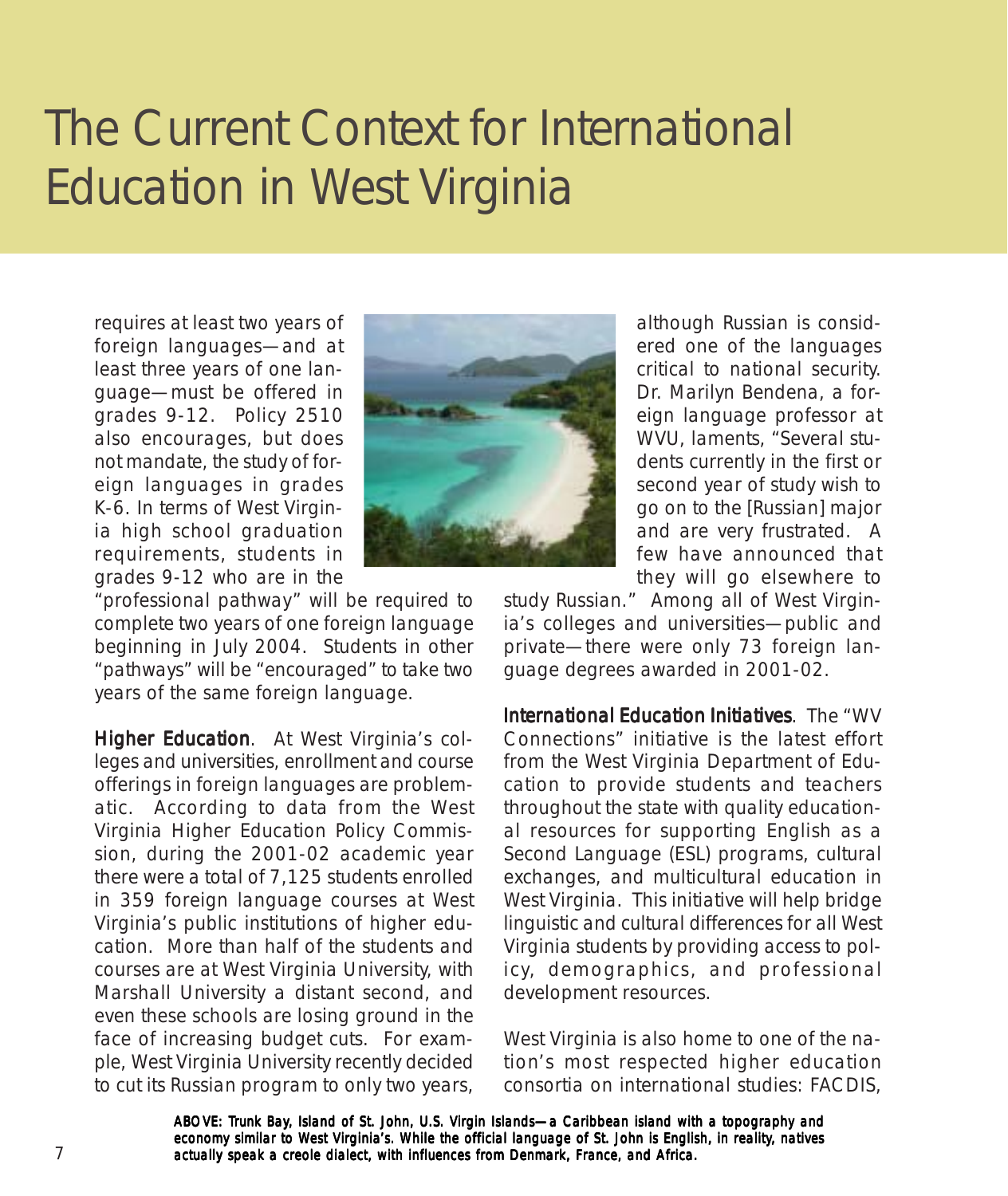# The Current Context for International Education in West Virginia

requires at least two years of foreign languages—and at least three years of one language—must be offered in grades 9-12. Policy 2510 also encourages, but does not mandate, the study of foreign languages in grades K-6. In terms of West Virginia high school graduation requirements, students in grades 9-12 who are in the "professional pathway" will be required to complete two years of one foreign language beginning in July 2004. Students in other "pathways" will be "encouraged" to take two years of the same foreign language.

**Higher Education**. At West Virginia's colleges and universities, enrollment and course offerings in foreign languages are problematic. According to data from the West Virginia Higher Education Policy Commission, during the 2001-02 academic year there were a total of 7,125 students enrolled in 359 foreign language courses at West Virginia's public institutions of higher education. More than half of the students and courses are at West Virginia University, with Marshall University a distant second, and even these schools are losing ground in the face of increasing budget cuts. For example, West Virginia University recently decided to cut its Russian program to only two years, although Russian is considered one of the languages critical to national security. Dr. Marilyn Bendena, a foreign language professor at WVU, laments, "Several students currently in the first or second year of study wish to go on to the [Russian] major and are very frustrated. A few have announced that they will go elsewhere to study Russian." Among all of West Virginia's colleges and universities—public and private—there were only 73 foreign language degrees awarded in 2001-02.

**International Education Initiatives**. The "WV Connections" initiative is the latest effort from the West Virginia Department of Education to provide students and teachers throughout the state with quality educational resources for supporting English as a Second Language (ESL) programs, cultural exchanges, and multicultural education in West Virginia. This initiative will help bridge linguistic and cultural differences for all West Virginia students by providing access to policy, demographics, and professional development resources.

West Virginia is also home to one of the nation's most respected higher education consortia on international studies: FACDIS,

*ABOVE: Trunk Bay, Island of St. John, U.S. Virgin Islands—a Caribbean island with a topography and economy similar to West Virginia's. While the official language of St. John is English, in reality, natives actually speak a creole dialect, with influences from Denmark, France, and Africa.*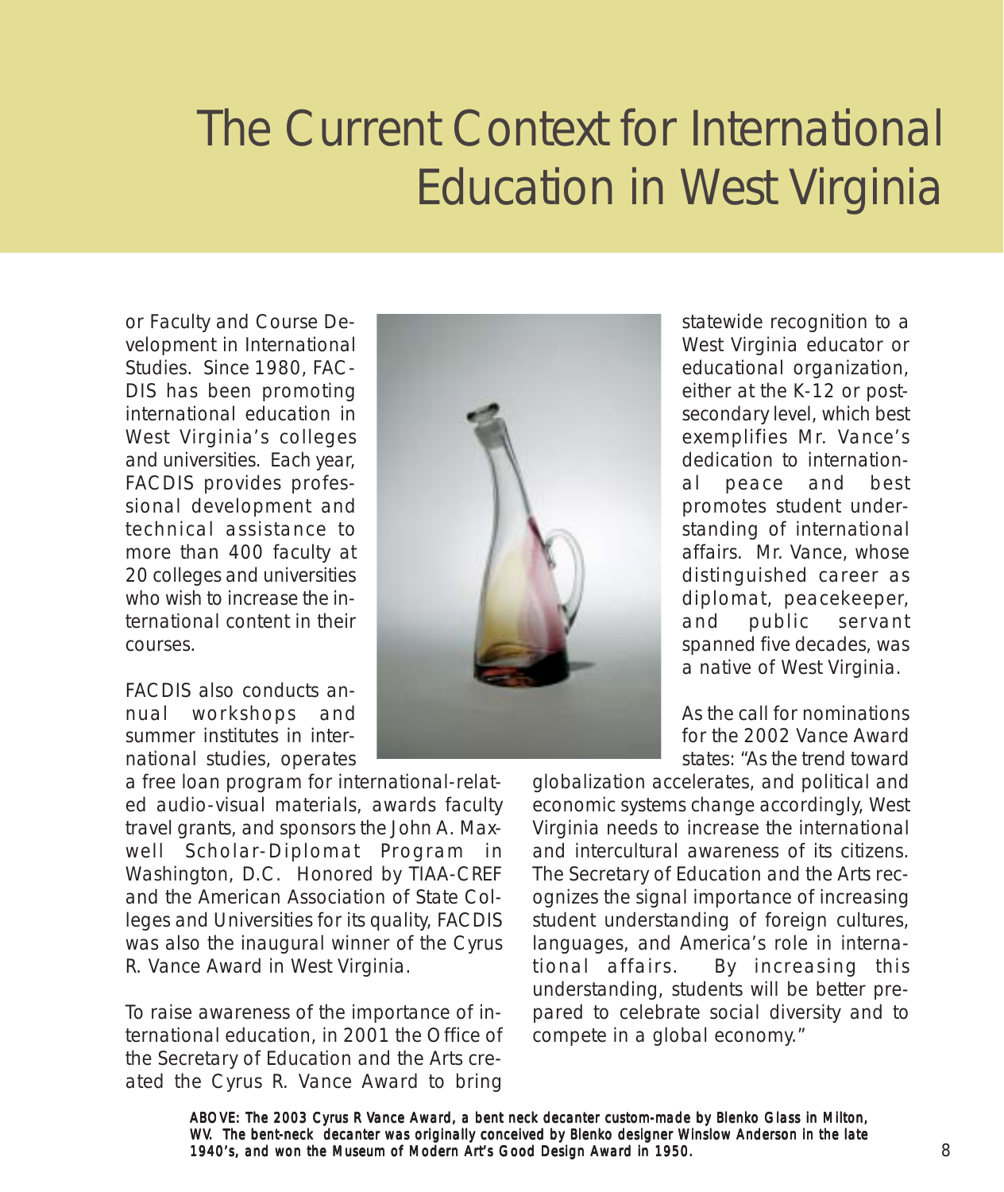# The Current Context for International Education in West Virginia

or Faculty and Course Development in International Studies. Since 1980, FACDIS has been promoting international education in West Virginia's colleges and universities. Each year, FACDIS provides professional development and technical assistance to more than 400 faculty at 20 colleges and universities who wish to increase the international content in their courses.

FACDIS also conducts annual workshops and summer institutes in international studies, operates a free loan program for international-related audio-visual materials, awards faculty travel grants, and sponsors the John A. Maxwell Scholar-Diplomat Program in Washington, D.C. Honored by TIAA-CREF and the American Association of State Colleges and Universities for its quality, FACDIS was also the inaugural winner of the Cyrus R. Vance Award in West Virginia.

To raise awareness of the importance of international education, in 2001 the Office of the Secretary of Education and the Arts created the Cyrus R. Vance Award to bring statewide recognition to a West Virginia educator or educational organization, either at the K-12 or post-secondary level, which best exemplifies Mr. Vance's dedication to international peace and best promotes student understanding of international affairs. Mr. Vance, whose distinguished career as diplomat, peacekeeper, and public servant spanned five decades, was a native of West Virginia.

As the call for nominations for the 2002 Vance Award states: "As the trend toward globalization accelerates, and political and economic systems change accordingly, West Virginia needs to increase the international and intercultural awareness of its citizens. The Secretary of Education and the Arts recognizes the signal importance of increasing student understanding of foreign cultures, languages, and America's role in international affairs. By increasing this understanding, students will be better prepared to celebrate social diversity and to compete in a global economy."

***ABOVE: The 2003 Cyrus R Vance Award, a bent neck decanter custom-made by Blenko Glass in Milton, WV. The bent-neck decanter was originally conceived by Blenko designer Winslow Anderson in the late 1940's, and won the Museum of Modern Art's Good Design Award in 1950.***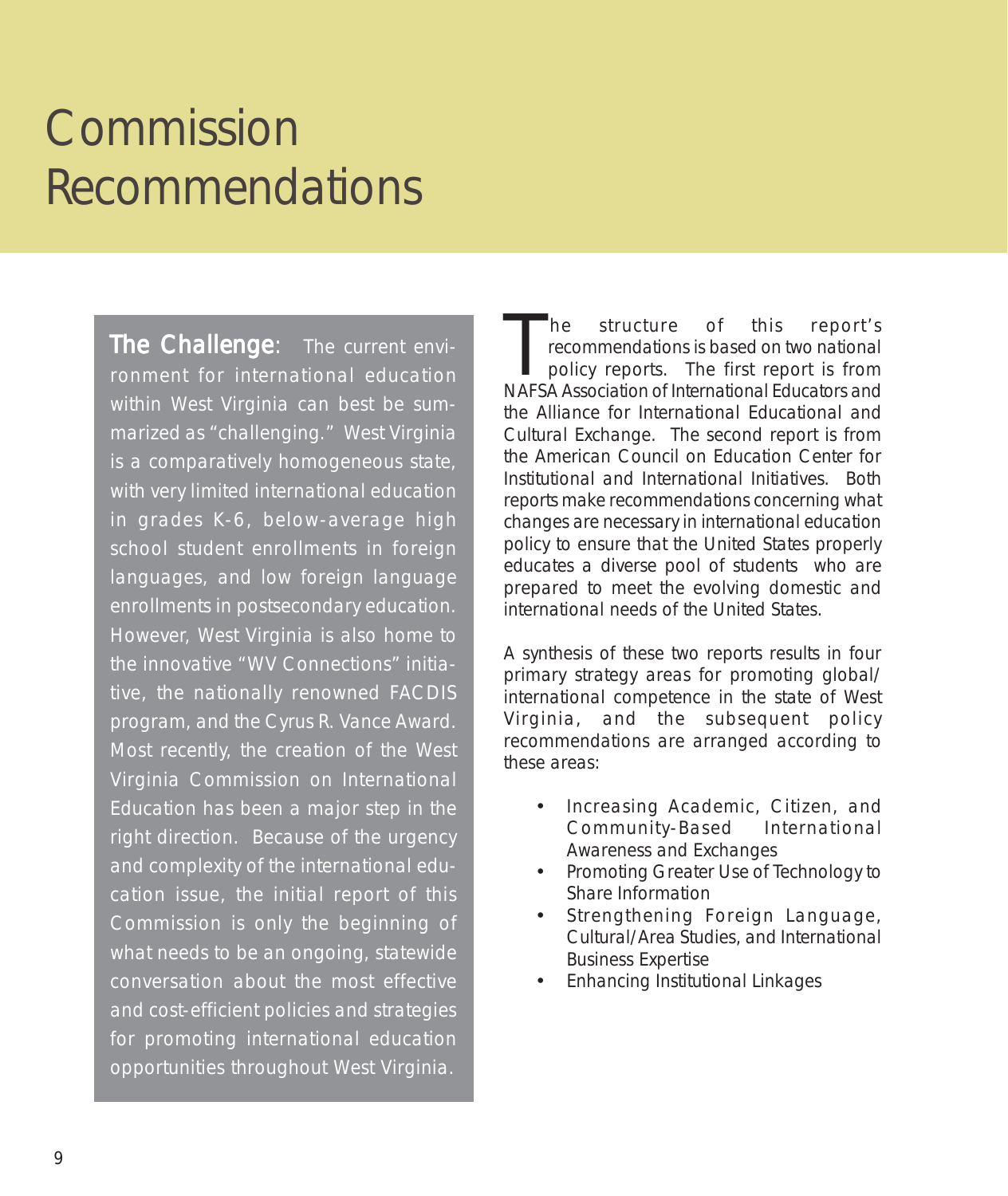# Commission Recommendations

**The Challenge**: The current environment for international education within West Virginia can best be summarized as "challenging." West Virginia is a comparatively homogeneous state, with very limited international education in grades K-6, below-average high school student enrollments in foreign languages, and low foreign language enrollments in postsecondary education. However, West Virginia is also home to the innovative "WV Connections" initiative, the nationally renowned FACDIS program, and the Cyrus R. Vance Award. Most recently, the creation of the West Virginia Commission on International Education has been a major step in the right direction. Because of the urgency and complexity of the international education issue, the initial report of this Commission is only the beginning of what needs to be an ongoing, statewide conversation about the most effective and cost-efficient policies and strategies for promoting international education opportunities throughout West Virginia.

The structure of this report's recommendations is based on two national policy reports. The first report is from NAFSA Association of International Educators and the Alliance for International Educational and Cultural Exchange. The second report is from the American Council on Education Center for Institutional and International Initiatives. Both reports make recommendations concerning what changes are necessary in international education policy to ensure that the United States properly educates a diverse pool of students who are prepared to meet the evolving domestic and international needs of the United States.

A synthesis of these two reports results in four primary strategy areas for promoting global/international competence in the state of West Virginia, and the subsequent policy recommendations are arranged according to these areas:

- Increasing Academic, Citizen, and Community-Based International Awareness and Exchanges
- Promoting Greater Use of Technology to Share Information
- Strengthening Foreign Language, Cultural/Area Studies, and International Business Expertise
- Enhancing Institutional Linkages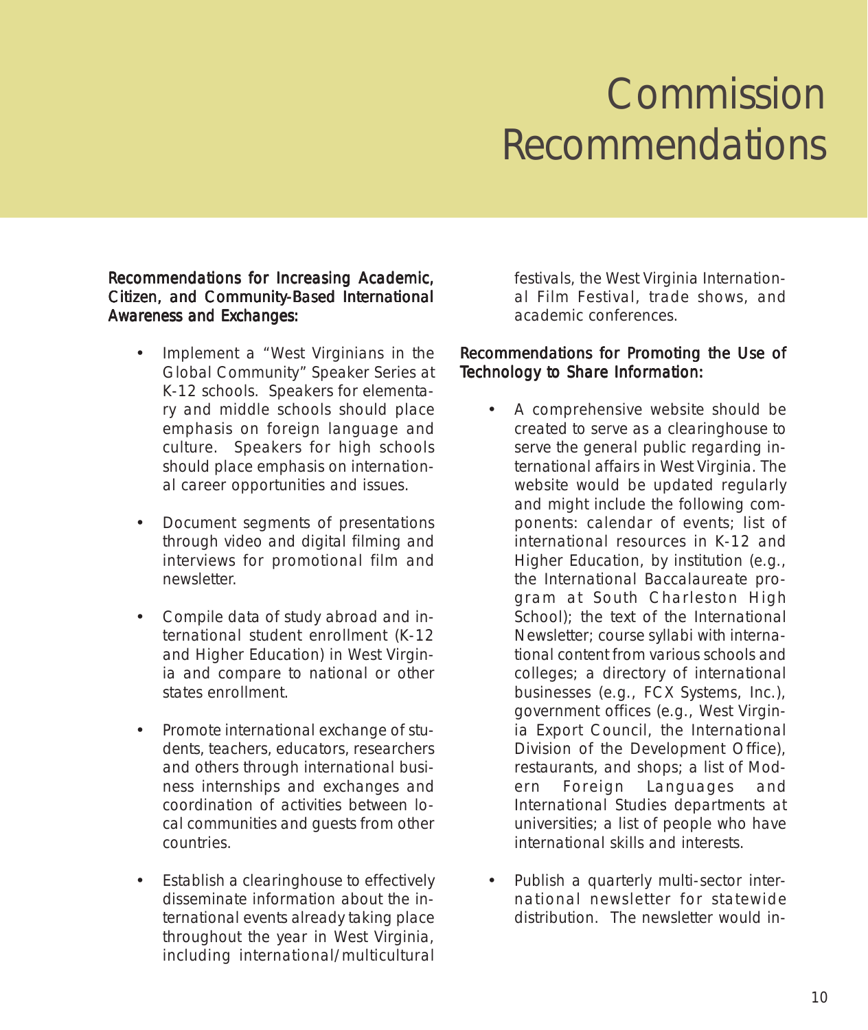# Commission Recommendations

### Recommendations for Increasing Academic, Citizen, and Community-Based International Awareness and Exchanges:

- Implement a "West Virginians in the Global Community" Speaker Series at K-12 schools. Speakers for elementary and middle schools should place emphasis on foreign language and culture. Speakers for high schools should place emphasis on international career opportunities and issues.

- Document segments of presentations through video and digital filming and interviews for promotional film and newsletter.

- Compile data of study abroad and international student enrollment (K-12 and Higher Education) in West Virginia and compare to national or other states enrollment.

- Promote international exchange of students, teachers, educators, researchers and others through international business internships and exchanges and coordination of activities between local communities and guests from other countries.

- Establish a clearinghouse to effectively disseminate information about the international events already taking place throughout the year in West Virginia, including international/multicultural festivals, the West Virginia International Film Festival, trade shows, and academic conferences.

### Recommendations for Promoting the Use of Technology to Share Information:

- A comprehensive website should be created to serve as a clearinghouse to serve the general public regarding international affairs in West Virginia. The website would be updated regularly and might include the following components: calendar of events; list of international resources in K-12 and Higher Education, by institution (e.g., the International Baccalaureate program at South Charleston High School); the text of the International Newsletter; course syllabi with international content from various schools and colleges; a directory of international businesses (e.g., FCX Systems, Inc.), government offices (e.g., West Virginia Export Council, the International Division of the Development Office), restaurants, and shops; a list of Modern Foreign Languages and International Studies departments at universities; a list of people who have international skills and interests.

- Publish a quarterly multi-sector international newsletter for statewide distribution. The newsletter would in-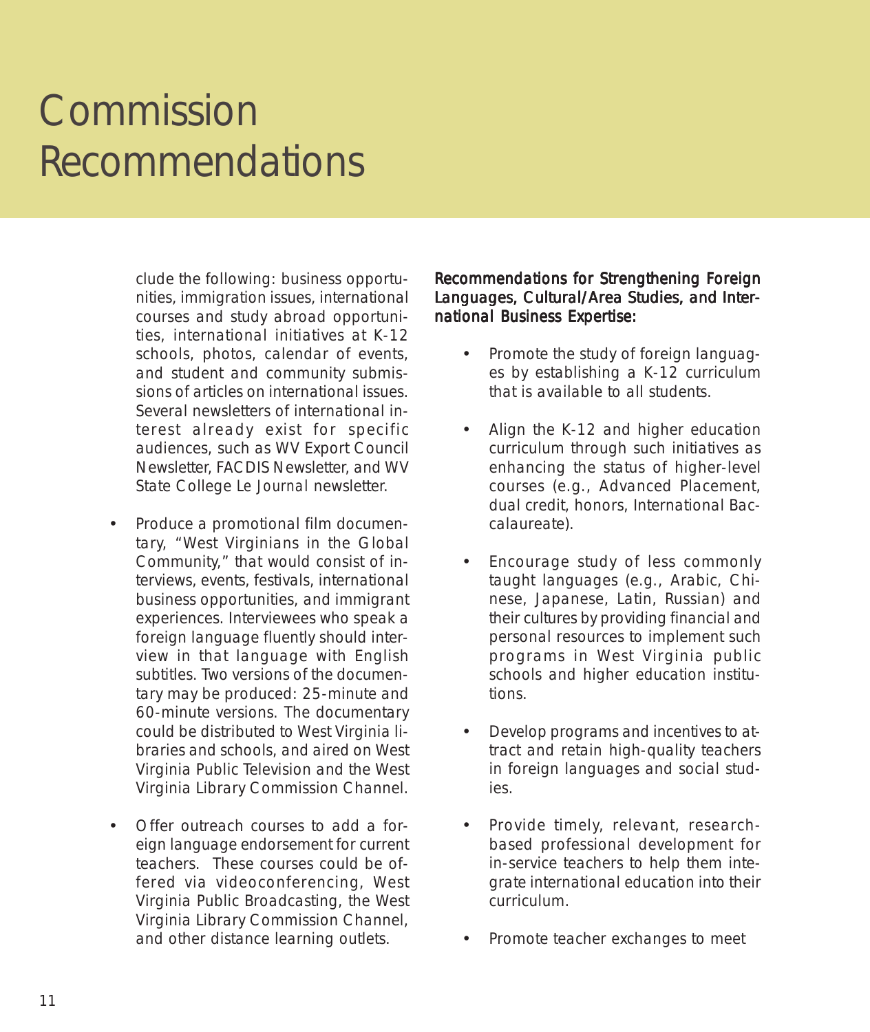# Commission Recommendations

clude the following: business opportunities, immigration issues, international courses and study abroad opportunities, international initiatives at K-12 schools, photos, calendar of events, and student and community submissions of articles on international issues. Several newsletters of international interest already exist for specific audiences, such as WV Export Council Newsletter, FACDIS Newsletter, and WV State College Le *Journal* newsletter.

- Produce a promotional film documentary, "West Virginians in the Global Community," that would consist of interviews, events, festivals, international business opportunities, and immigrant experiences. Interviewees who speak a foreign language fluently should interview in that language with English subtitles. Two versions of the documentary may be produced: 25-minute and 60-minute versions. The documentary could be distributed to West Virginia libraries and schools, and aired on West Virginia Public Television and the West Virginia Library Commission Channel.

- Offer outreach courses to add a foreign language endorsement for current teachers. These courses could be offered via videoconferencing, West Virginia Public Broadcasting, the West Virginia Library Commission Channel, and other distance learning outlets.

### Recommendations for Strengthening Foreign Languages, Cultural/Area Studies, and International Business Expertise:

- Promote the study of foreign languages by establishing a K-12 curriculum that is available to all students.

- Align the K-12 and higher education curriculum through such initiatives as enhancing the status of higher-level courses (e.g., Advanced Placement, dual credit, honors, International Baccalaureate).

- Encourage study of less commonly taught languages (e.g., Arabic, Chinese, Japanese, Latin, Russian) and their cultures by providing financial and personal resources to implement such programs in West Virginia public schools and higher education institutions.

- Develop programs and incentives to attract and retain high-quality teachers in foreign languages and social studies.

- Provide timely, relevant, research-based professional development for in-service teachers to help them integrate international education into their curriculum.

- Promote teacher exchanges to meet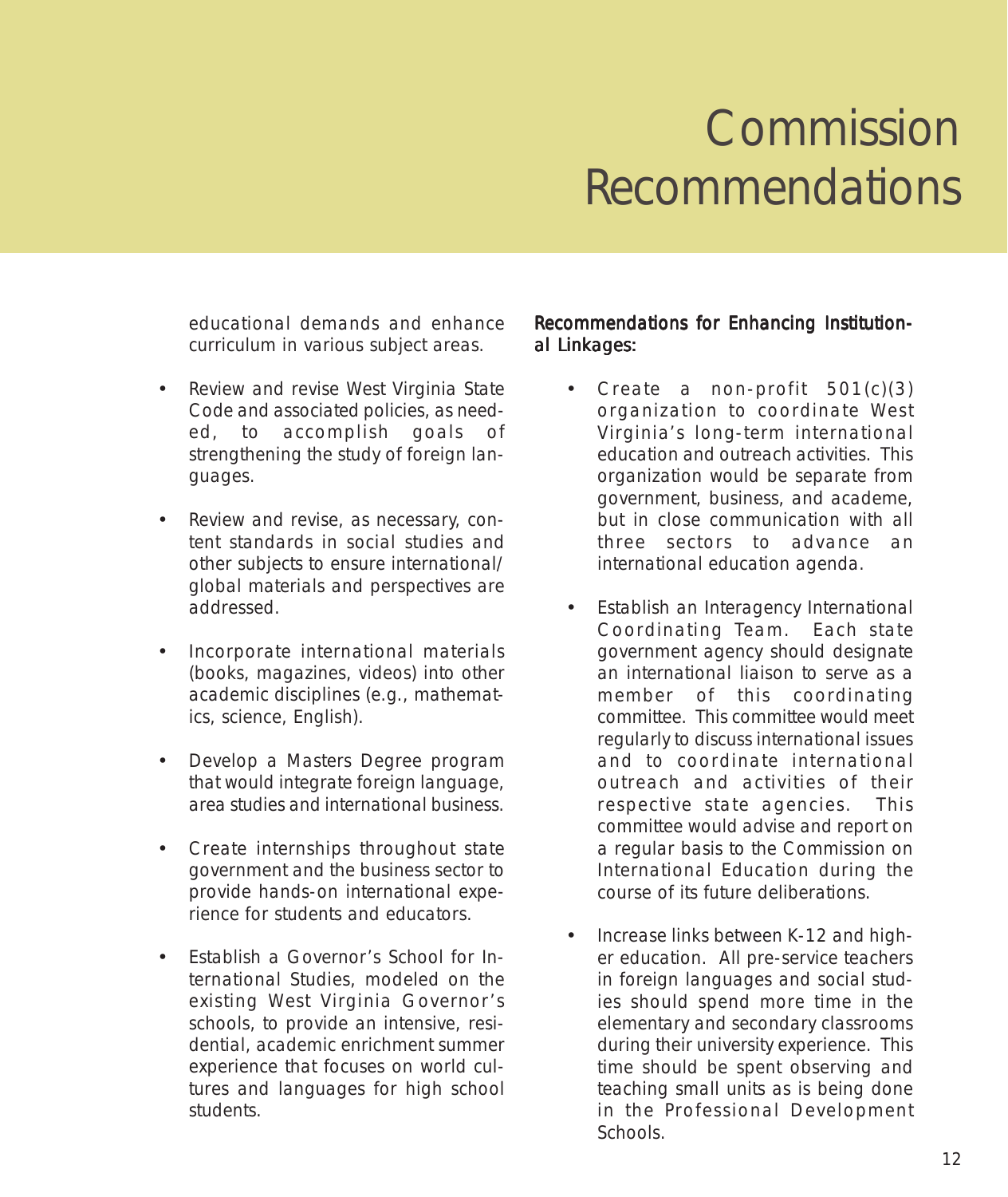# Commission Recommendations

educational demands and enhance curriculum in various subject areas.

- Review and revise West Virginia State Code and associated policies, as needed, to accomplish goals of strengthening the study of foreign languages.
- Review and revise, as necessary, content standards in social studies and other subjects to ensure international/global materials and perspectives are addressed.
- Incorporate international materials (books, magazines, videos) into other academic disciplines (e.g., mathematics, science, English).
- Develop a Masters Degree program that would integrate foreign language, area studies and international business.
- Create internships throughout state government and the business sector to provide hands-on international experience for students and educators.
- Establish a Governor's School for International Studies, modeled on the existing West Virginia Governor's schools, to provide an intensive, residential, academic enrichment summer experience that focuses on world cultures and languages for high school students.

## Recommendations for Enhancing Institutional Linkages:

- Create a non-profit 501(c)(3) organization to coordinate West Virginia's long-term international education and outreach activities. This organization would be separate from government, business, and academe, but in close communication with all three sectors to advance an international education agenda.
- Establish an Interagency International Coordinating Team. Each state government agency should designate an international liaison to serve as a member of this coordinating committee. This committee would meet regularly to discuss international issues and to coordinate international outreach and activities of their respective state agencies. This committee would advise and report on a regular basis to the Commission on International Education during the course of its future deliberations.
- Increase links between K-12 and higher education. All pre-service teachers in foreign languages and social studies should spend more time in the elementary and secondary classrooms during their university experience. This time should be spent observing and teaching small units as is being done in the Professional Development Schools.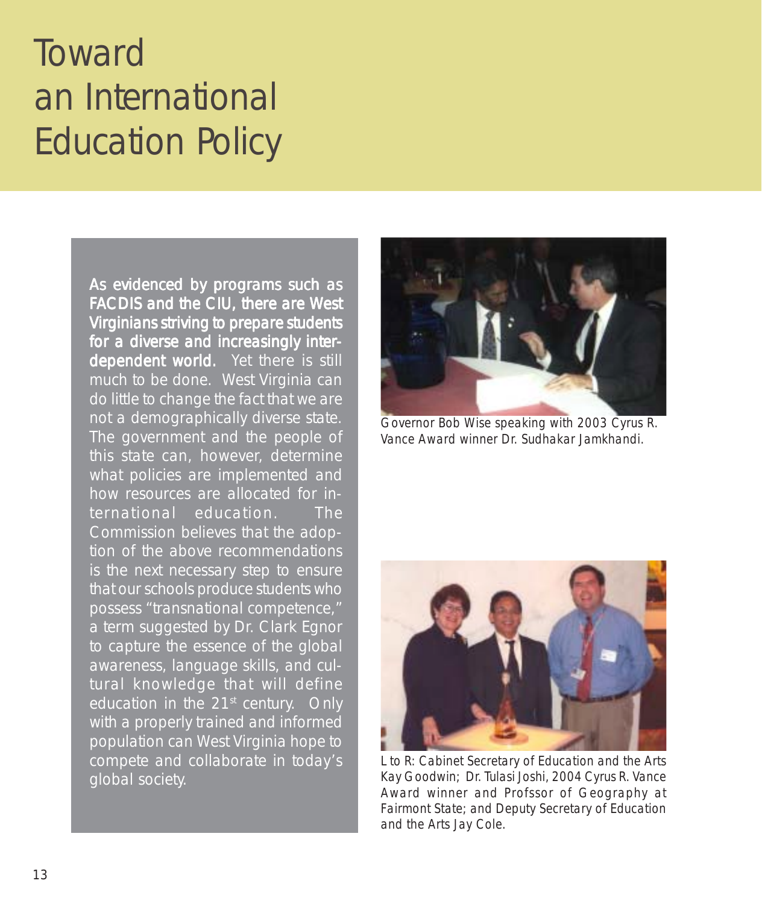# Toward an International Education Policy

**As evidenced by programs such as FACDIS and the CIU, there are West Virginians striving to prepare students for a diverse and increasingly interdependent world.** Yet there is still much to be done. West Virginia can do little to change the fact that we are not a demographically diverse state. The government and the people of this state can, however, determine what policies are implemented and how resources are allocated for international education. The Commission believes that the adoption of the above recommendations is the next necessary step to ensure that our schools produce students who possess "transnational competence," a term suggested by Dr. Clark Egnor to capture the essence of the global awareness, language skills, and cultural knowledge that will define education in the 21st century. Only with a properly trained and informed population can West Virginia hope to compete and collaborate in today's global society.

Governor Bob Wise speaking with 2003 Cyrus R. Vance Award winner Dr. Sudhakar Jamkhandi.

L to R: Cabinet Secretary of Education and the Arts Kay Goodwin; Dr. Tulasi Joshi, 2004 Cyrus R. Vance Award winner and Profssor of Geography at Fairmont State; and Deputy Secretary of Education and the Arts Jay Cole.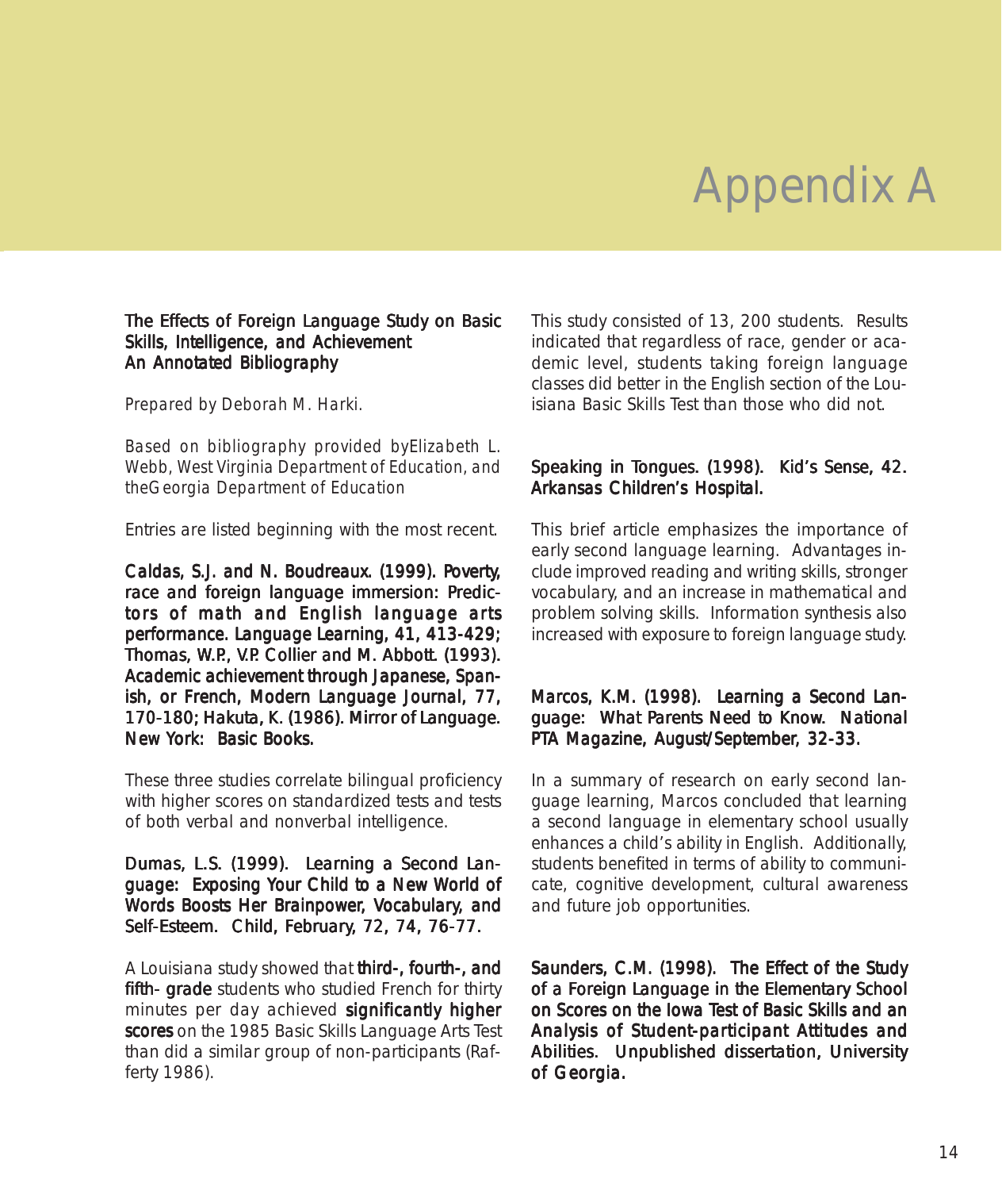# Appendix A

**The Effects of Foreign Language Study on Basic Skills, Intelligence, and Achievement**
**An Annotated Bibliography**

*Prepared by Deborah M. Harki.*

*Based on bibliography provided byElizabeth L. Webb, West Virginia Department of Education, and theGeorgia Department of Education*

Entries are listed beginning with the most recent.

**Caldas, S.J. and N. Boudreaux. (1999). Poverty, race and foreign language immersion: Predictors of math and English language arts performance. Language Learning, 41, 413-429; Thomas, W.P., V.P. Collier and M. Abbott. (1993). Academic achievement through Japanese, Spanish, or French, Modern Language Journal, 77, 170-180; Hakuta, K. (1986). Mirror of Language. New York: Basic Books.**

These three studies correlate bilingual proficiency with higher scores on standardized tests and tests of both verbal and nonverbal intelligence.

**Dumas, L.S. (1999). Learning a Second Language: Exposing Your Child to a New World of Words Boosts Her Brainpower, Vocabulary, and Self-Esteem. Child, February, 72, 74, 76-77.**

A Louisiana study showed that **third-, fourth-, and fifth- grade** students who studied French for thirty minutes per day achieved **significantly higher scores** on the 1985 Basic Skills Language Arts Test than did a similar group of non-participants (Rafferty 1986).

This study consisted of 13, 200 students. Results indicated that regardless of race, gender or academic level, students taking foreign language classes did better in the English section of the Louisiana Basic Skills Test than those who did not.

**Speaking in Tongues. (1998). Kid's Sense, 42. Arkansas Children's Hospital.**

This brief article emphasizes the importance of early second language learning. Advantages include improved reading and writing skills, stronger vocabulary, and an increase in mathematical and problem solving skills. Information synthesis also increased with exposure to foreign language study.

**Marcos, K.M. (1998). Learning a Second Language: What Parents Need to Know. National PTA Magazine, August/September, 32-33.**

In a summary of research on early second language learning, Marcos concluded that learning a second language in elementary school usually enhances a child's ability in English. Additionally, students benefited in terms of ability to communicate, cognitive development, cultural awareness and future job opportunities.

**Saunders, C.M. (1998). The Effect of the Study of a Foreign Language in the Elementary School on Scores on the Iowa Test of Basic Skills and an Analysis of Student-participant Attitudes and Abilities. Unpublished dissertation, University of Georgia.**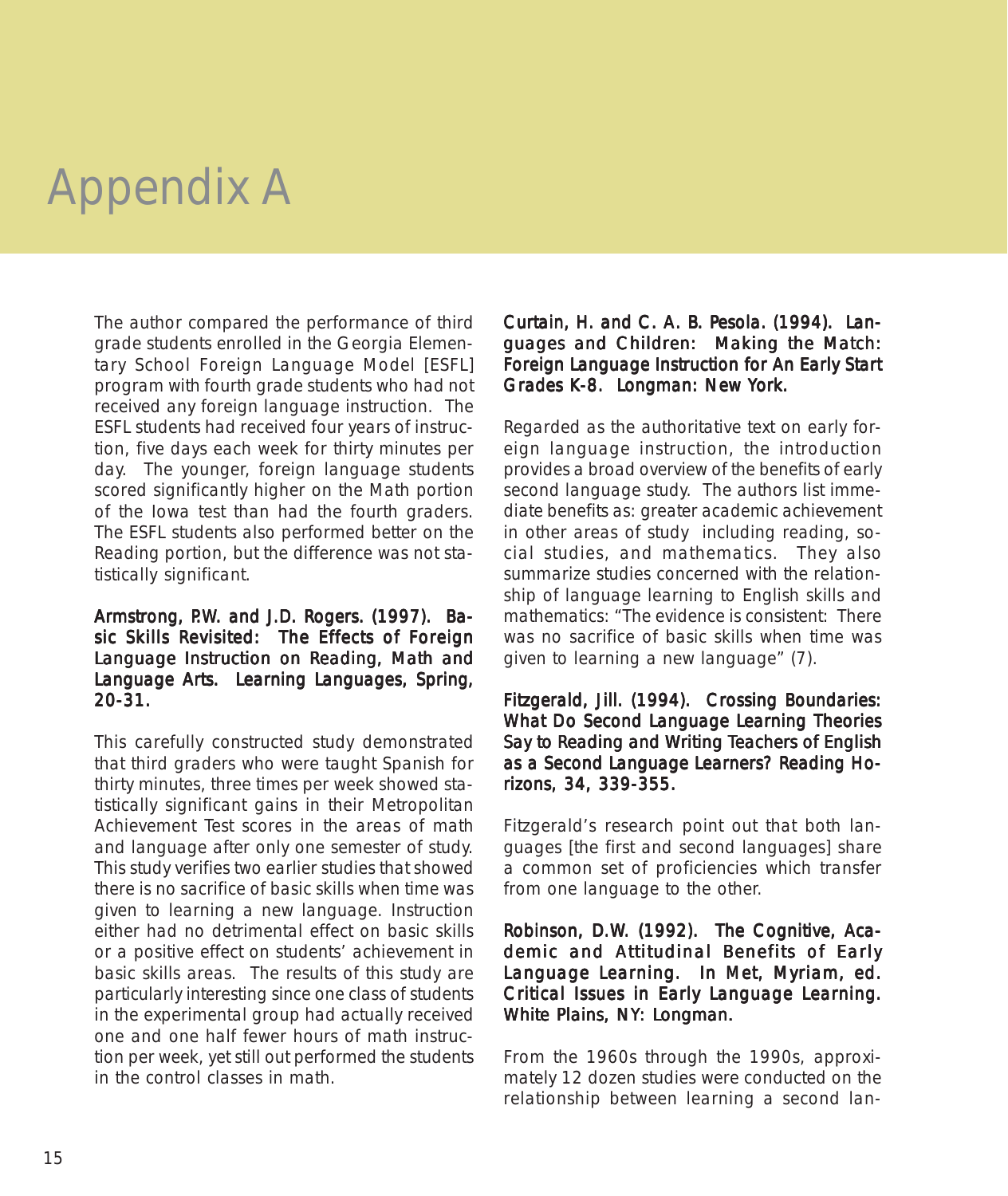# Appendix A

The author compared the performance of third grade students enrolled in the Georgia Elementary School Foreign Language Model [ESFL] program with fourth grade students who had not received any foreign language instruction. The ESFL students had received four years of instruction, five days each week for thirty minutes per day. The younger, foreign language students scored significantly higher on the Math portion of the Iowa test than had the fourth graders. The ESFL students also performed better on the Reading portion, but the difference was not statistically significant.

**Armstrong, P.W. and J.D. Rogers. (1997). Basic Skills Revisited: The Effects of Foreign Language Instruction on Reading, Math and Language Arts. Learning Languages, Spring, 20-31.**

This carefully constructed study demonstrated that third graders who were taught Spanish for thirty minutes, three times per week showed statistically significant gains in their Metropolitan Achievement Test scores in the areas of math and language after only one semester of study. This study verifies two earlier studies that showed there is no sacrifice of basic skills when time was given to learning a new language. Instruction either had no detrimental effect on basic skills or a positive effect on students' achievement in basic skills areas. The results of this study are particularly interesting since one class of students in the experimental group had actually received one and one half fewer hours of math instruction per week, yet still out performed the students in the control classes in math.

**Curtain, H. and C. A. B. Pesola. (1994). Languages and Children: Making the Match: Foreign Language Instruction for An Early Start Grades K-8. Longman: New York.**

Regarded as the authoritative text on early foreign language instruction, the introduction provides a broad overview of the benefits of early second language study. The authors list immediate benefits as: greater academic achievement in other areas of study including reading, social studies, and mathematics. They also summarize studies concerned with the relationship of language learning to English skills and mathematics: "The evidence is consistent: There was no sacrifice of basic skills when time was given to learning a new language" (7).

**Fitzgerald, Jill. (1994). Crossing Boundaries: What Do Second Language Learning Theories Say to Reading and Writing Teachers of English as a Second Language Learners? Reading Horizons, 34, 339-355.**

Fitzgerald's research point out that both languages [the first and second languages] share a common set of proficiencies which transfer from one language to the other.

**Robinson, D.W. (1992). The Cognitive, Academic and Attitudinal Benefits of Early Language Learning. In Met, Myriam, ed. Critical Issues in Early Language Learning. White Plains, NY: Longman.**

From the 1960s through the 1990s, approximately 12 dozen studies were conducted on the relationship between learning a second lan-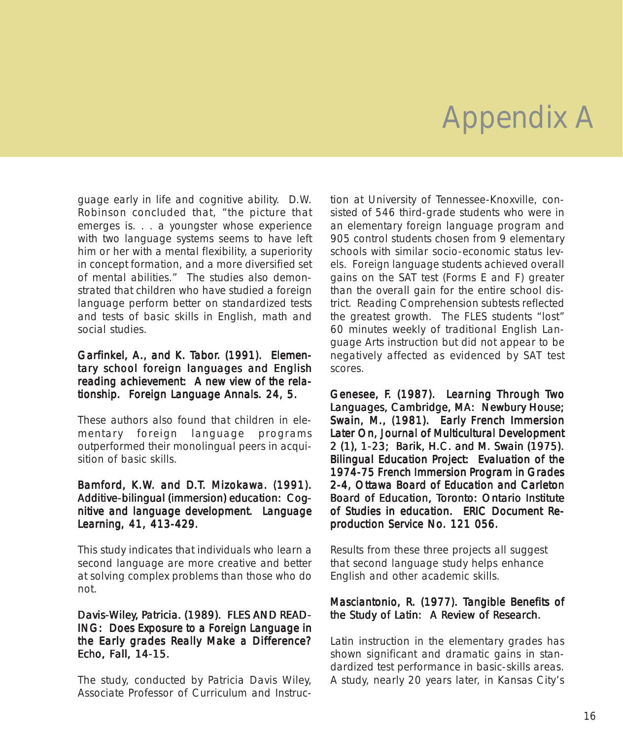# Appendix A

guage early in life and cognitive ability. D.W. Robinson concluded that, "the picture that emerges is. . . a youngster whose experience with two language systems seems to have left him or her with a mental flexibility, a superiority in concept formation, and a more diversified set of mental abilities." The studies also demonstrated that children who have studied a foreign language perform better on standardized tests and tests of basic skills in English, math and social studies.

**Garfinkel, A., and K. Tabor. (1991). Elementary school foreign languages and English reading achievement: A new view of the relationship. Foreign Language Annals. 24, 5.**

These authors also found that children in elementary foreign language programs outperformed their monolingual peers in acquisition of basic skills.

**Bamford, K.W. and D.T. Mizokawa. (1991). Additive-bilingual (immersion) education: Cognitive and language development. Language Learning, 41, 413-429.**

This study indicates that individuals who learn a second language are more creative and better at solving complex problems than those who do not.

**Davis-Wiley, Patricia. (1989). FLES AND READING: Does Exposure to a Foreign Language in the Early grades Really Make a Difference? Echo, Fall, 14-15.**

The study, conducted by Patricia Davis Wiley, Associate Professor of Curriculum and Instruction at University of Tennessee-Knoxville, consisted of 546 third-grade students who were in an elementary foreign language program and 905 control students chosen from 9 elementary schools with similar socio-economic status levels. Foreign language students achieved overall gains on the SAT test (Forms E and F) greater than the overall gain for the entire school district. Reading Comprehension subtests reflected the greatest growth. The FLES students "lost" 60 minutes weekly of traditional English Language Arts instruction but did not appear to be negatively affected as evidenced by SAT test scores.

**Genesee, F. (1987). Learning Through Two Languages, Cambridge, MA: Newbury House; Swain, M., (1981). Early French Immersion Later On, Journal of Multicultural Development 2 (1), 1-23; Barik, H.C. and M. Swain (1975). Bilingual Education Project: Evaluation of the 1974-75 French Immersion Program in Grades 2-4, Ottawa Board of Education and Carleton Board of Education, Toronto: Ontario Institute of Studies in education. ERIC Document Reproduction Service No. 121 056.**

Results from these three projects all suggest that second language study helps enhance English and other academic skills.

**Masciantonio, R. (1977). Tangible Benefits of the Study of Latin: A Review of Research.**

Latin instruction in the elementary grades has shown significant and dramatic gains in standardized test performance in basic-skills areas. A study, nearly 20 years later, in Kansas City's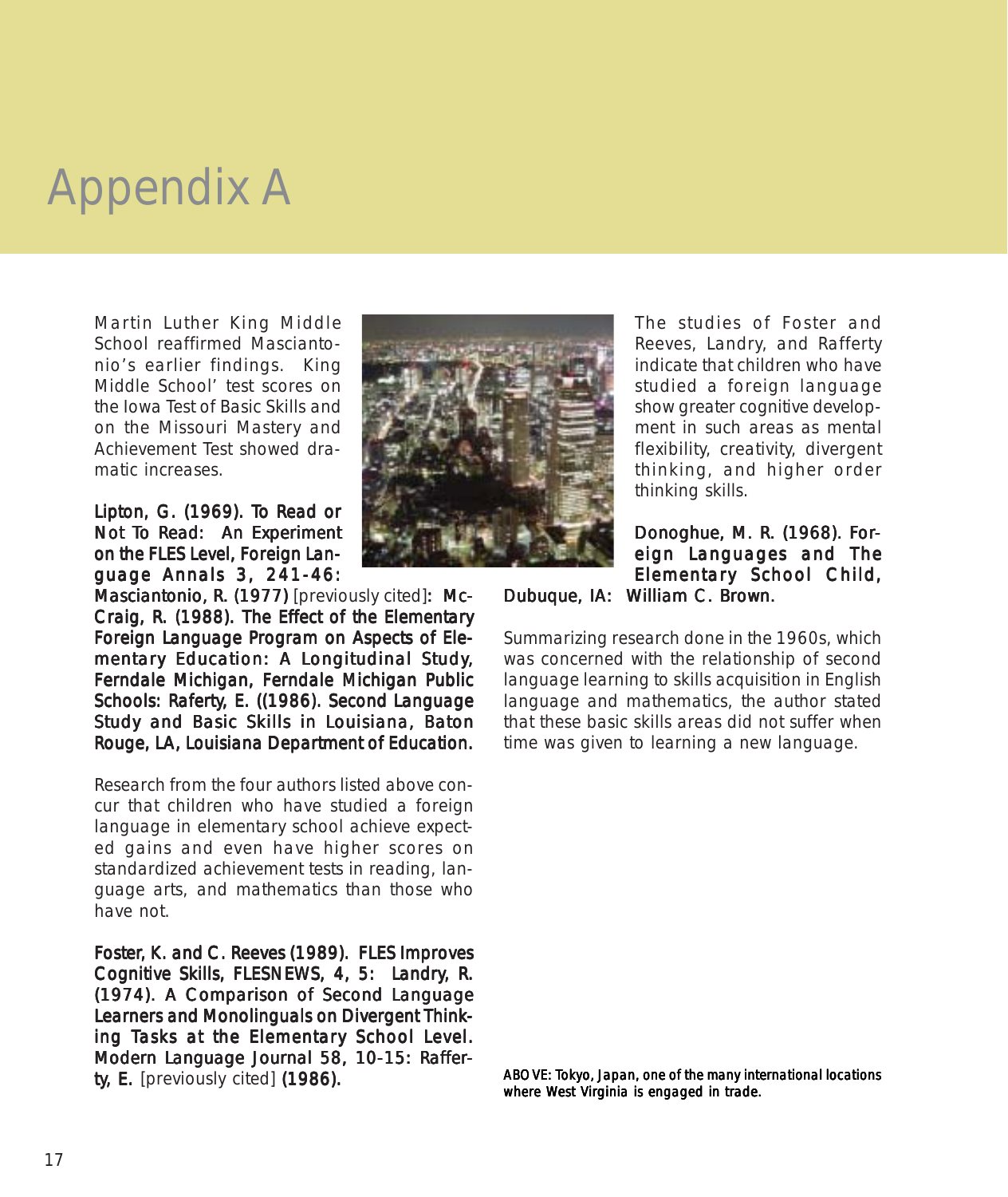# Appendix A

Martin Luther King Middle School reaffirmed Masciantonio's earlier findings. King Middle School' test scores on the Iowa Test of Basic Skills and on the Missouri Mastery and Achievement Test showed dramatic increases.

**Lipton, G. (1969). To Read or Not To Read: An Experiment on the FLES Level, Foreign Language Annals 3, 241-46: Masciantonio, R. (1977)** [previously cited]**: McCraig, R. (1988). The Effect of the Elementary Foreign Language Program on Aspects of Elementary Education: A Longitudinal Study, Ferndale Michigan, Ferndale Michigan Public Schools: Raferty, E. ((1986). Second Language Study and Basic Skills in Louisiana, Baton Rouge, LA, Louisiana Department of Education.**

Research from the four authors listed above concur that children who have studied a foreign language in elementary school achieve expected gains and even have higher scores on standardized achievement tests in reading, language arts, and mathematics than those who have not.

**Foster, K. and C. Reeves (1989). FLES Improves Cognitive Skills, FLESNEWS, 4, 5: Landry, R. (1974). A Comparison of Second Language Learners and Monolinguals on Divergent Thinking Tasks at the Elementary School Level. Modern Language Journal 58, 10-15: Rafferty, E.** [previously cited] **(1986).**

The studies of Foster and Reeves, Landry, and Rafferty indicate that children who have studied a foreign language show greater cognitive development in such areas as mental flexibility, creativity, divergent thinking, and higher order thinking skills.

**Donoghue, M. R. (1968). Foreign Languages and The Elementary School Child, Dubuque, IA: William C. Brown.**

Summarizing research done in the 1960s, which was concerned with the relationship of second language learning to skills acquisition in English language and mathematics, the author stated that these basic skills areas did not suffer when time was given to learning a new language.

*ABOVE: Tokyo, Japan, one of the many international locations where West Virginia is engaged in trade.*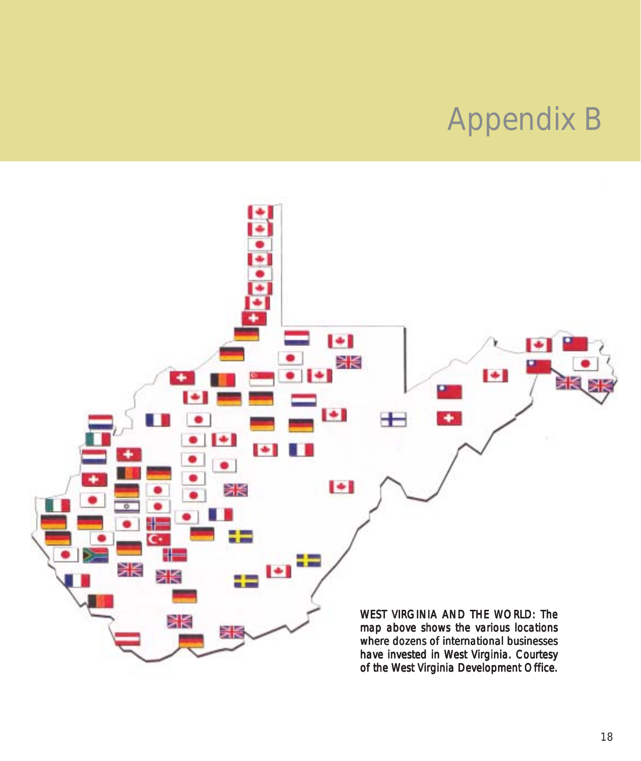# Appendix B

WEST VIRGINIA AND THE WORLD: The map above shows the various locations where dozens of international businesses have invested in West Virginia. Courtesy of the West Virginia Development Office.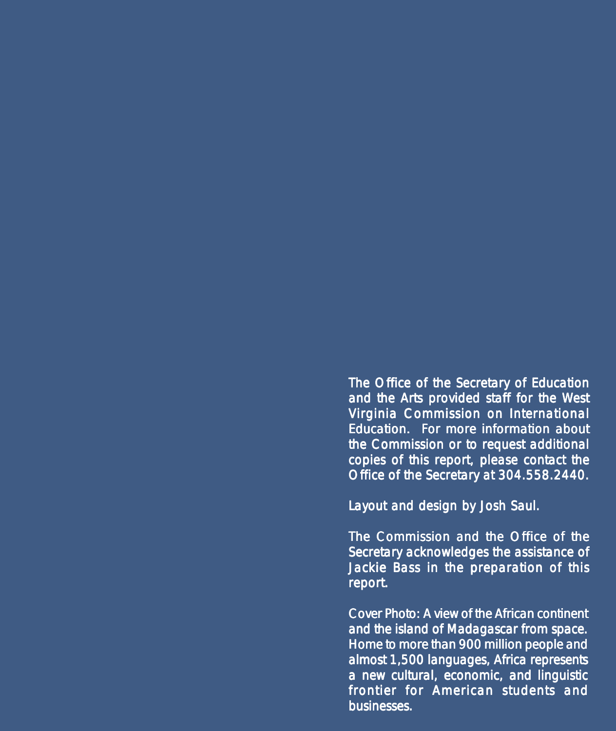The Office of the Secretary of Education and the Arts provided staff for the West Virginia Commission on International Education. For more information about the Commission or to request additional copies of this report, please contact the Office of the Secretary at 304.558.2440.

Layout and design by Josh Saul.

The Commission and the Office of the Secretary acknowledges the assistance of Jackie Bass in the preparation of this report.

Cover Photo: A view of the African continent and the island of Madagascar from space. Home to more than 900 million people and almost 1,500 languages, Africa represents a new cultural, economic, and linguistic frontier for American students and businesses.